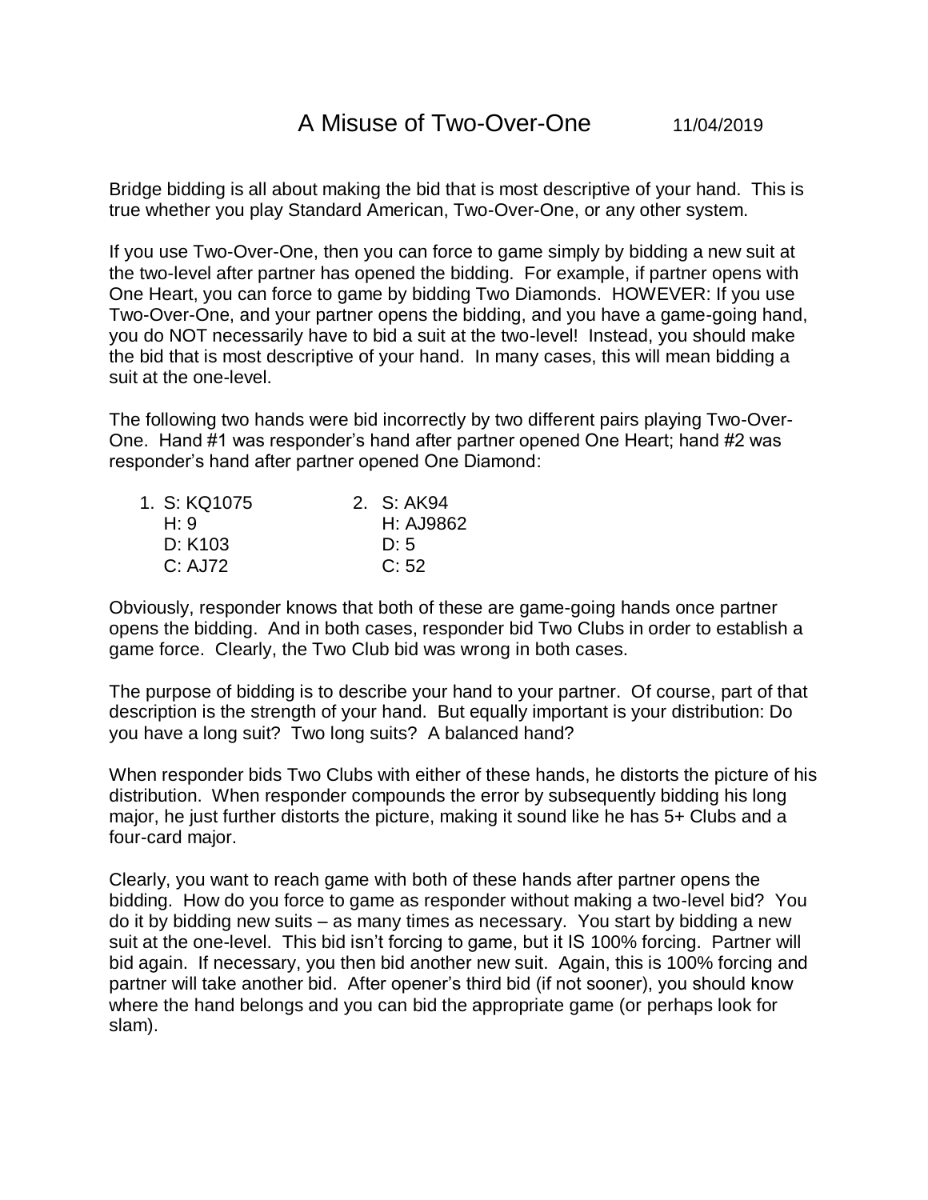# A Misuse of Two-Over-One

11/04/2019

Bridge bidding is all about making the bid that is most descriptive of your hand. This is true whether you play Standard American, Two-Over-One, or any other system.

If you use Two-Over-One, then you can force to game simply by bidding a new suit at the two-level after partner has opened the bidding. For example, if partner opens with One Heart, you can force to game by bidding Two Diamonds. HOWEVER: If you use Two-Over-One, and your partner opens the bidding, and you have a game-going hand, you do NOT necessarily have to bid a suit at the two-level! Instead, you should make the bid that is most descriptive of your hand. In many cases, this will mean bidding a suit at the one-level.

The following two hands were bid incorrectly by two different pairs playing Two-Over-One. Hand #1 was responder's hand after partner opened One Heart; hand #2 was responder's hand after partner opened One Diamond:

| 1. | | 2. | |
|---|---|---|---|
| S: | KQ1075 | S: | AK94 |
| H: | 9 | H: | AJ9862 |
| D: | K103 | D: | 5 |
| C: | AJ72 | C: | 52 |

Obviously, responder knows that both of these are game-going hands once partner opens the bidding. And in both cases, responder bid Two Clubs in order to establish a game force. Clearly, the Two Club bid was wrong in both cases.

The purpose of bidding is to describe your hand to your partner. Of course, part of that description is the strength of your hand. But equally important is your distribution: Do you have a long suit? Two long suits? A balanced hand?

When responder bids Two Clubs with either of these hands, he distorts the picture of his distribution. When responder compounds the error by subsequently bidding his long major, he just further distorts the picture, making it sound like he has 5+ Clubs and a four-card major.

Clearly, you want to reach game with both of these hands after partner opens the bidding. How do you force to game as responder without making a two-level bid? You do it by bidding new suits – as many times as necessary. You start by bidding a new suit at the one-level. This bid isn't forcing to game, but it IS 100% forcing. Partner will bid again. If necessary, you then bid another new suit. Again, this is 100% forcing and partner will take another bid. After opener's third bid (if not sooner), you should know where the hand belongs and you can bid the appropriate game (or perhaps look for slam).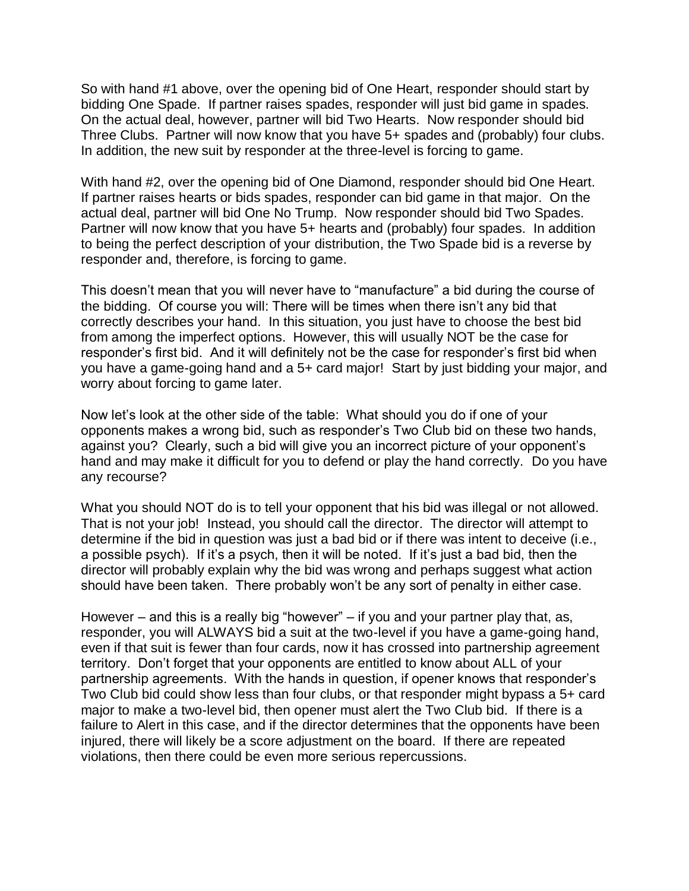So with hand #1 above, over the opening bid of One Heart, responder should start by bidding One Spade. If partner raises spades, responder will just bid game in spades. On the actual deal, however, partner will bid Two Hearts. Now responder should bid Three Clubs. Partner will now know that you have 5+ spades and (probably) four clubs. In addition, the new suit by responder at the three-level is forcing to game.

With hand #2, over the opening bid of One Diamond, responder should bid One Heart. If partner raises hearts or bids spades, responder can bid game in that major. On the actual deal, partner will bid One No Trump. Now responder should bid Two Spades. Partner will now know that you have 5+ hearts and (probably) four spades. In addition to being the perfect description of your distribution, the Two Spade bid is a reverse by responder and, therefore, is forcing to game.

This doesn't mean that you will never have to "manufacture" a bid during the course of the bidding. Of course you will: There will be times when there isn't any bid that correctly describes your hand. In this situation, you just have to choose the best bid from among the imperfect options. However, this will usually NOT be the case for responder's first bid. And it will definitely not be the case for responder's first bid when you have a game-going hand and a 5+ card major! Start by just bidding your major, and worry about forcing to game later.

Now let's look at the other side of the table: What should you do if one of your opponents makes a wrong bid, such as responder's Two Club bid on these two hands, against you? Clearly, such a bid will give you an incorrect picture of your opponent's hand and may make it difficult for you to defend or play the hand correctly. Do you have any recourse?

What you should NOT do is to tell your opponent that his bid was illegal or not allowed. That is not your job! Instead, you should call the director. The director will attempt to determine if the bid in question was just a bad bid or if there was intent to deceive (i.e., a possible psych). If it's a psych, then it will be noted. If it's just a bad bid, then the director will probably explain why the bid was wrong and perhaps suggest what action should have been taken. There probably won't be any sort of penalty in either case.

However – and this is a really big "however" – if you and your partner play that, as, responder, you will ALWAYS bid a suit at the two-level if you have a game-going hand, even if that suit is fewer than four cards, now it has crossed into partnership agreement territory. Don't forget that your opponents are entitled to know about ALL of your partnership agreements. With the hands in question, if opener knows that responder's Two Club bid could show less than four clubs, or that responder might bypass a 5+ card major to make a two-level bid, then opener must alert the Two Club bid. If there is a failure to Alert in this case, and if the director determines that the opponents have been injured, there will likely be a score adjustment on the board. If there are repeated violations, then there could be even more serious repercussions.